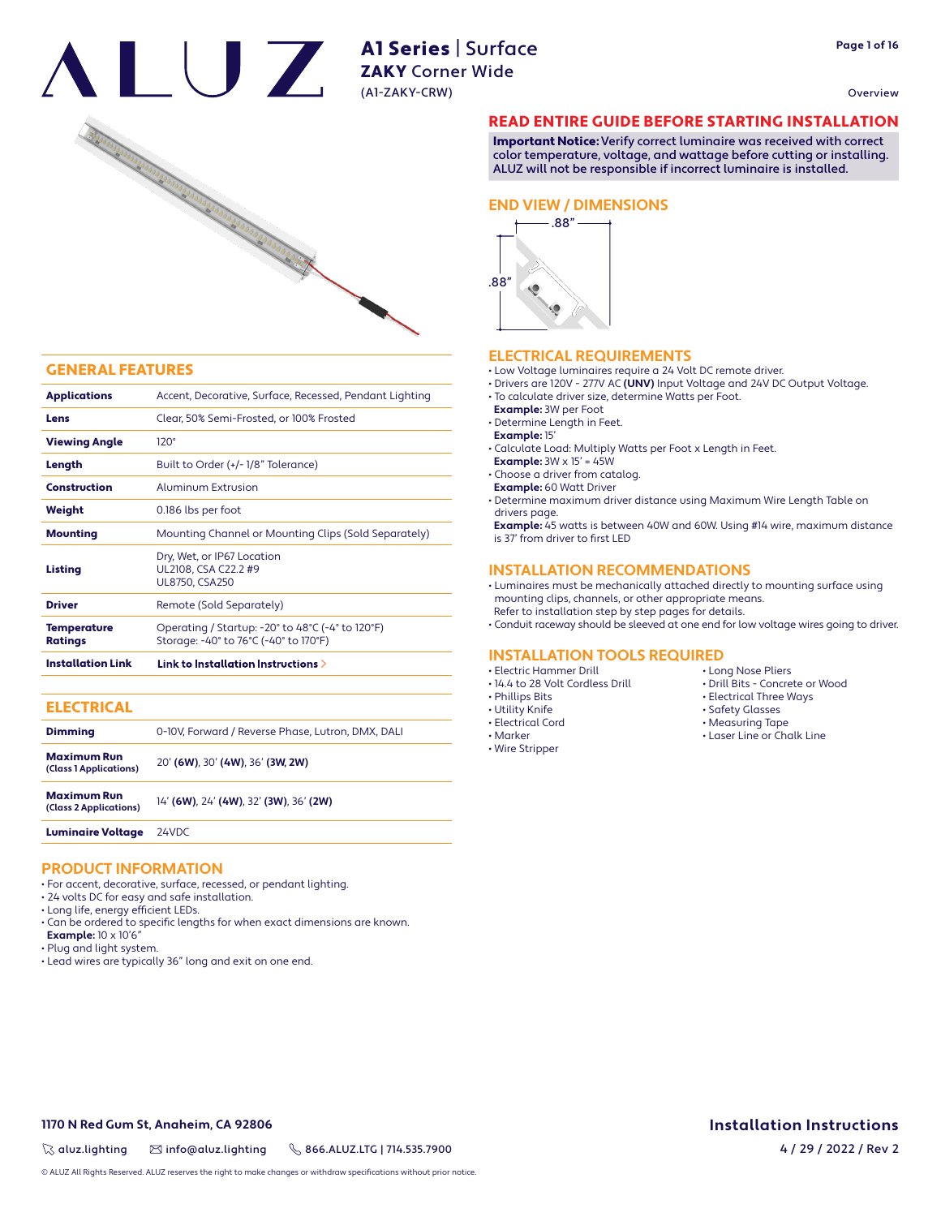# ALUZ

## A1 Series | Surface
## ZAKY Corner Wide
(A1-ZAKY-CRW)

Overview

## READ ENTIRE GUIDE BEFORE STARTING INSTALLATION

**Important Notice:** Verify correct luminaire was received with correct color temperature, voltage, and wattage before cutting or installing. ALUZ will not be responsible if incorrect luminaire is installed.

## END VIEW / DIMENSIONS

.88"

.88"

## GENERAL FEATURES

| | |
|---|---|
| **Applications** | Accent, Decorative, Surface, Recessed, Pendant Lighting |
| **Lens** | Clear, 50% Semi-Frosted, or 100% Frosted |
| **Viewing Angle** | 120° |
| **Length** | Built to Order (+/- 1/8" Tolerance) |
| **Construction** | Aluminum Extrusion |
| **Weight** | 0.186 lbs per foot |
| **Mounting** | Mounting Channel or Mounting Clips (Sold Separately) |
| **Listing** | Dry, Wet, or IP67 Location<br>UL2108, CSA C22.2 #9<br>UL8750, CSA250 |
| **Driver** | Remote (Sold Separately) |
| **Temperature Ratings** | Operating / Startup: -20° to 48°C (-4° to 120°F)<br>Storage: -40° to 76°C (-40° to 170°F) |
| **Installation Link** | **Link to Installation Instructions >** |

## ELECTRICAL

| | |
|---|---|
| **Dimming** | 0-10V, Forward / Reverse Phase, Lutron, DMX, DALI |
| **Maximum Run (Class 1 Applications)** | 20' **(6W)**, 30' **(4W)**, 36' **(3W, 2W)** |
| **Maximum Run (Class 2 Applications)** | 14' **(6W)**, 24' **(4W)**, 32' **(3W)**, 36' **(2W)** |
| **Luminaire Voltage** | 24VDC |

## PRODUCT INFORMATION

- For accent, decorative, surface, recessed, or pendant lighting.
- 24 volts DC for easy and safe installation.
- Long life, energy efficient LEDs.
- Can be ordered to specific lengths for when exact dimensions are known.
  **Example:** 10 x 10'6"
- Plug and light system.
- Lead wires are typically 36" long and exit on one end.

## ELECTRICAL REQUIREMENTS

- Low Voltage luminaires require a 24 Volt DC remote driver.
- Drivers are 120V - 277V AC **(UNV)** Input Voltage and 24V DC Output Voltage.
- To calculate driver size, determine Watts per Foot.
  **Example:** 3W per Foot
- Determine Length in Feet.
  **Example:** 15'
- Calculate Load: Multiply Watts per Foot x Length in Feet.
  **Example:** 3W x 15' = 45W
- Choose a driver from catalog.
  **Example:** 60 Watt Driver
- Determine maximum driver distance using Maximum Wire Length Table on drivers page.
  **Example:** 45 watts is between 40W and 60W. Using #14 wire, maximum distance is 37' from driver to first LED

## INSTALLATION RECOMMENDATIONS

- Luminaires must be mechanically attached directly to mounting surface using mounting clips, channels, or other appropriate means.
  Refer to installation step by step pages for details.
- Conduit raceway should be sleeved at one end for low voltage wires going to driver.

## INSTALLATION TOOLS REQUIRED

- Electric Hammer Drill
- 14.4 to 28 Volt Cordless Drill
- Phillips Bits
- Utility Knife
- Electrical Cord
- Marker
- Wire Stripper
- Long Nose Pliers
- Drill Bits - Concrete or Wood
- Electrical Three Ways
- Safety Glasses
- Measuring Tape
- Laser Line or Chalk Line

1170 N Red Gum St, Anaheim, CA 92806

aluz.lighting | info@aluz.lighting | 866.ALUZ.LTG | 714.535.7900

**Installation Instructions**

4 / 29 / 2022 / Rev 2

© ALUZ All Rights Reserved. ALUZ reserves the right to make changes or withdraw specifications without prior notice.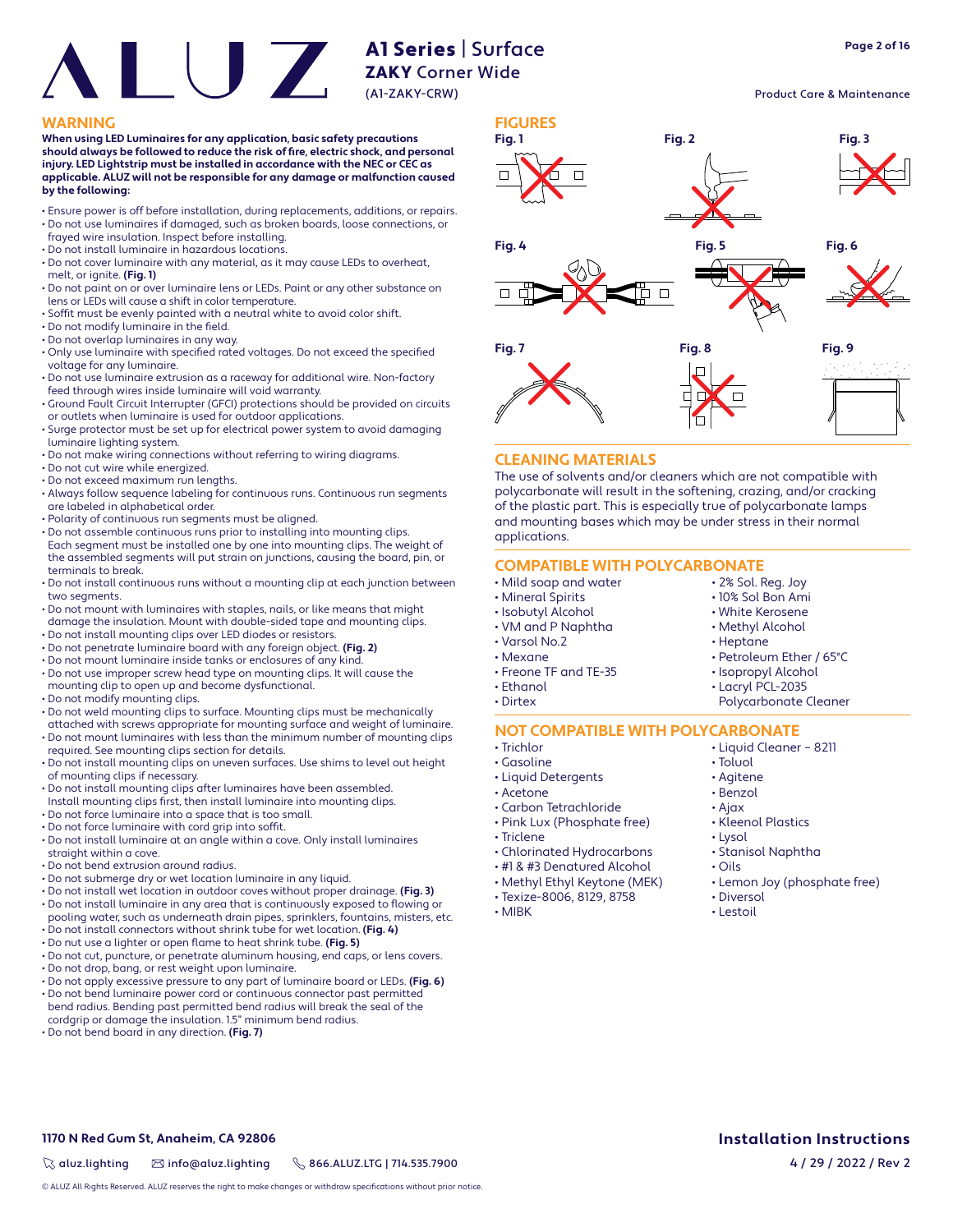## WARNING

**When using LED Luminaires for any application, basic safety precautions should always be followed to reduce the risk of fire, electric shock, and personal injury. LED Lightstrip must be installed in accordance with the NEC or CEC as applicable. ALUZ will not be responsible for any damage or malfunction caused by the following:**

- Ensure power is off before installation, during replacements, additions, or repairs.
- Do not use luminaires if damaged, such as broken boards, loose connections, or frayed wire insulation. Inspect before installing.
- Do not install luminaire in hazardous locations.
- Do not cover luminaire with any material, as it may cause LEDs to overheat, melt, or ignite. **(Fig. 1)**
- Do not paint on or over luminaire lens or LEDs. Paint or any other substance on lens or LEDs will cause a shift in color temperature.
- Soffit must be evenly painted with a neutral white to avoid color shift.
- Do not modify luminaire in the field.
- Do not overlap luminaires in any way.
- Only use luminaire with specified rated voltages. Do not exceed the specified voltage for any luminaire.
- Do not use luminaire extrusion as a raceway for additional wire. Non-factory feed through wires inside luminaire will void warranty.
- Ground Fault Circuit Interrupter (GFCI) protections should be provided on circuits or outlets when luminaire is used for outdoor applications.
- Surge protector must be set up for electrical power system to avoid damaging luminaire lighting system.
- Do not make wiring connections without referring to wiring diagrams.
- Do not cut wire while energized.
- Do not exceed maximum run lengths.
- Always follow sequence labeling for continuous runs. Continuous run segments are labeled in alphabetical order.
- Polarity of continuous run segments must be aligned.
- Do not assemble continuous runs prior to installing into mounting clips. Each segment must be installed one by one into mounting clips. The weight of the assembled segments will put strain on junctions, causing the board, pin, or terminals to break.
- Do not install continuous runs without a mounting clip at each junction between two segments.
- Do not mount with luminaires with staples, nails, or like means that might damage the insulation. Mount with double-sided tape and mounting clips.
- Do not install mounting clips over LED diodes or resistors.
- Do not penetrate luminaire board with any foreign object. **(Fig. 2)**
- Do not mount luminaire inside tanks or enclosures of any kind.
- Do not use improper screw head type on mounting clips. It will cause the mounting clip to open up and become dysfunctional.
- Do not modify mounting clips.
- Do not weld mounting clips to surface. Mounting clips must be mechanically attached with screws appropriate for mounting surface and weight of luminaire.
- Do not mount luminaires with less than the minimum number of mounting clips required. See mounting clips section for details.
- Do not install mounting clips on uneven surfaces. Use shims to level out height of mounting clips if necessary.
- Do not install mounting clips after luminaires have been assembled. Install mounting clips first, then install luminaire into mounting clips.
- Do not force luminaire into a space that is too small.
- Do not force luminaire with cord grip into soffit.
- Do not install luminaire at an angle within a cove. Only install luminaires straight within a cove.
- Do not bend extrusion around radius.
- Do not submerge dry or wet location luminaire in any liquid.
- Do not install wet location in outdoor coves without proper drainage. **(Fig. 3)**
- Do not install luminaire in any area that is continuously exposed to flowing or pooling water, such as underneath drain pipes, sprinklers, fountains, misters, etc.
- Do not install connectors without shrink tube for wet location. **(Fig. 4)**
- Do nut use a lighter or open flame to heat shrink tube. **(Fig. 5)**
- Do not cut, puncture, or penetrate aluminum housing, end caps, or lens covers.
- Do not drop, bang, or rest weight upon luminaire.
- Do not apply excessive pressure to any part of luminaire board or LEDs. **(Fig. 6)**
- Do not bend luminaire power cord or continuous connector past permitted bend radius. Bending past permitted bend radius will break the seal of the cordgrip or damage the insulation. 1.5" minimum bend radius.
- Do not bend board in any direction. **(Fig. 7)**

## FIGURES

Fig. 1 Fig. 2 Fig. 3 Fig. 4 Fig. 5 Fig. 6 Fig. 7 Fig. 8 Fig. 9

## CLEANING MATERIALS

The use of solvents and/or cleaners which are not compatible with polycarbonate will result in the softening, crazing, and/or cracking of the plastic part. This is especially true of polycarbonate lamps and mounting bases which may be under stress in their normal applications.

## COMPATIBLE WITH POLYCARBONATE

- Mild soap and water
- Mineral Spirits
- Isobutyl Alcohol
- VM and P Naphtha
- Varsol No.2
- Mexane
- Freone TF and TE-35
- Ethanol
- Dirtex
- 2% Sol. Reg. Joy
- 10% Sol Bon Ami
- White Kerosene
- Methyl Alcohol
- Heptane
- Petroleum Ether / 65°C
- Isopropyl Alcohol
- Lacryl PCL-2035 Polycarbonate Cleaner

## NOT COMPATIBLE WITH POLYCARBONATE

- Trichlor
- Gasoline
- Liquid Detergents
- Acetone
- Carbon Tetrachloride
- Pink Lux (Phosphate free)
- Triclene
- Chlorinated Hydrocarbons
- #1 & #3 Denatured Alcohol
- Methyl Ethyl Keytone (MEK)
- Texize-8006, 8129, 8758
- MIBK
- Liquid Cleaner – 8211
- Toluol
- Agitene
- Benzol
- Ajax
- Kleenol Plastics
- Lysol
- Stanisol Naphtha
- Oils
- Lemon Joy (phosphate free)
- Diversol
- Lestoil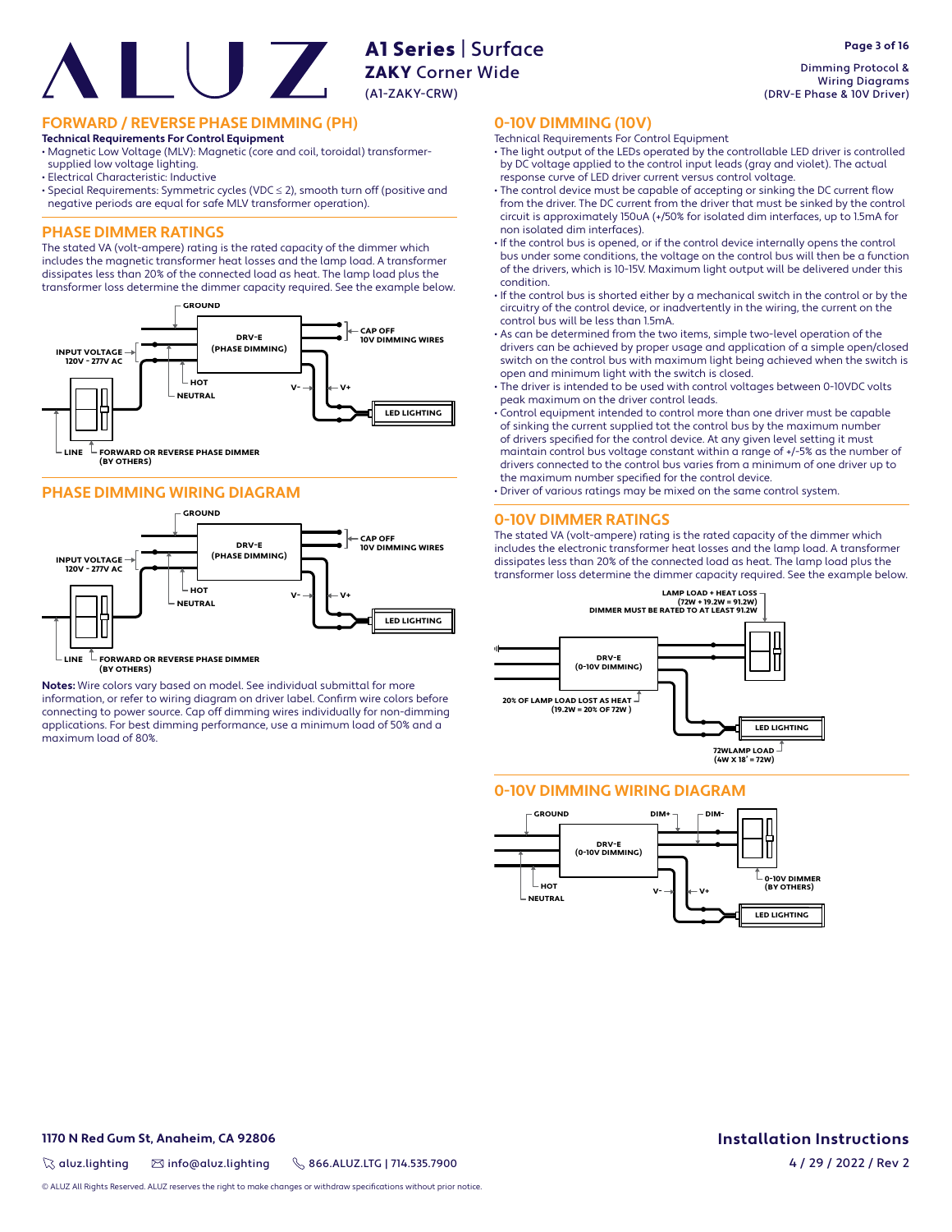# FORWARD / REVERSE PHASE DIMMING (PH)

**Technical Requirements For Control Equipment**

- Magnetic Low Voltage (MLV): Magnetic (core and coil, toroidal) transformer-supplied low voltage lighting.
- Electrical Characteristic: Inductive
- Special Requirements: Symmetric cycles (VDC ≤ 2), smooth turn off (positive and negative periods are equal for safe MLV transformer operation).

## PHASE DIMMER RATINGS

The stated VA (volt-ampere) rating is the rated capacity of the dimmer which includes the magnetic transformer heat losses and the lamp load. A transformer dissipates less than 20% of the connected load as heat. The lamp load plus the transformer loss determine the dimmer capacity required. See the example below.

GROUND
DRV-E (PHASE DIMMING)
CAP OFF 10V DIMMING WIRES
INPUT VOLTAGE 120V - 277V AC
HOT
NEUTRAL
V-
V+
LED LIGHTING
LINE
FORWARD OR REVERSE PHASE DIMMER (BY OTHERS)

## PHASE DIMMING WIRING DIAGRAM

GROUND
DRV-E (PHASE DIMMING)
CAP OFF 10V DIMMING WIRES
INPUT VOLTAGE 120V - 277V AC
HOT
NEUTRAL
V-
V+
LED LIGHTING
LINE
FORWARD OR REVERSE PHASE DIMMER (BY OTHERS)

**Notes:** Wire colors vary based on model. See individual submittal for more information, or refer to wiring diagram on driver label. Confirm wire colors before connecting to power source. Cap off dimming wires individually for non-dimming applications. For best dimming performance, use a minimum load of 50% and a maximum load of 80%.

# 0-10V DIMMING (10V)

Technical Requirements For Control Equipment

- The light output of the LEDs operated by the controllable LED driver is controlled by DC voltage applied to the control input leads (gray and violet). The actual response curve of LED driver current versus control voltage.
- The control device must be capable of accepting or sinking the DC current flow from the driver. The DC current from the driver that must be sinked by the control circuit is approximately 150uA (+/50% for isolated dim interfaces, up to 1.5mA for non isolated dim interfaces).
- If the control bus is opened, or if the control device internally opens the control bus under some conditions, the voltage on the control bus will then be a function of the drivers, which is 10-15V. Maximum light output will be delivered under this condition.
- If the control bus is shorted either by a mechanical switch in the control or by the circuitry of the control device, or inadvertently in the wiring, the current on the control bus will be less than 1.5mA.
- As can be determined from the two items, simple two-level operation of the drivers can be achieved by proper usage and application of a simple open/closed switch on the control bus with maximum light being achieved when the switch is open and minimum light with the switch is closed.
- The driver is intended to be used with control voltages between 0-10VDC volts peak maximum on the driver control leads.
- Control equipment intended to control more than one driver must be capable of sinking the current supplied tot the control bus by the maximum number of drivers specified for the control device. At any given level setting it must maintain control bus voltage constant within a range of +/-5% as the number of drivers connected to the control bus varies from a minimum of one driver up to the maximum number specified for the control device.
- Driver of various ratings may be mixed on the same control system.

## 0-10V DIMMER RATINGS

The stated VA (volt-ampere) rating is the rated capacity of the dimmer which includes the electronic transformer heat losses and the lamp load. A transformer dissipates less than 20% of the connected load as heat. The lamp load plus the transformer loss determine the dimmer capacity required. See the example below.

LAMP LOAD + HEAT LOSS (72W + 19.2W = 91.2W) DIMMER MUST BE RATED TO AT LEAST 91.2W
DRV-E (0-10V DIMMING)
20% OF LAMP LOAD LOST AS HEAT (19.2W = 20% OF 72W )
LED LIGHTING
72WLAMP LOAD (4W X 18' = 72W)

## 0-10V DIMMING WIRING DIAGRAM

GROUND
DIM+
DIM-
DRV-E (0-10V DIMMING)
HOT
NEUTRAL
V-
V+
0-10V DIMMER (BY OTHERS)
LED LIGHTING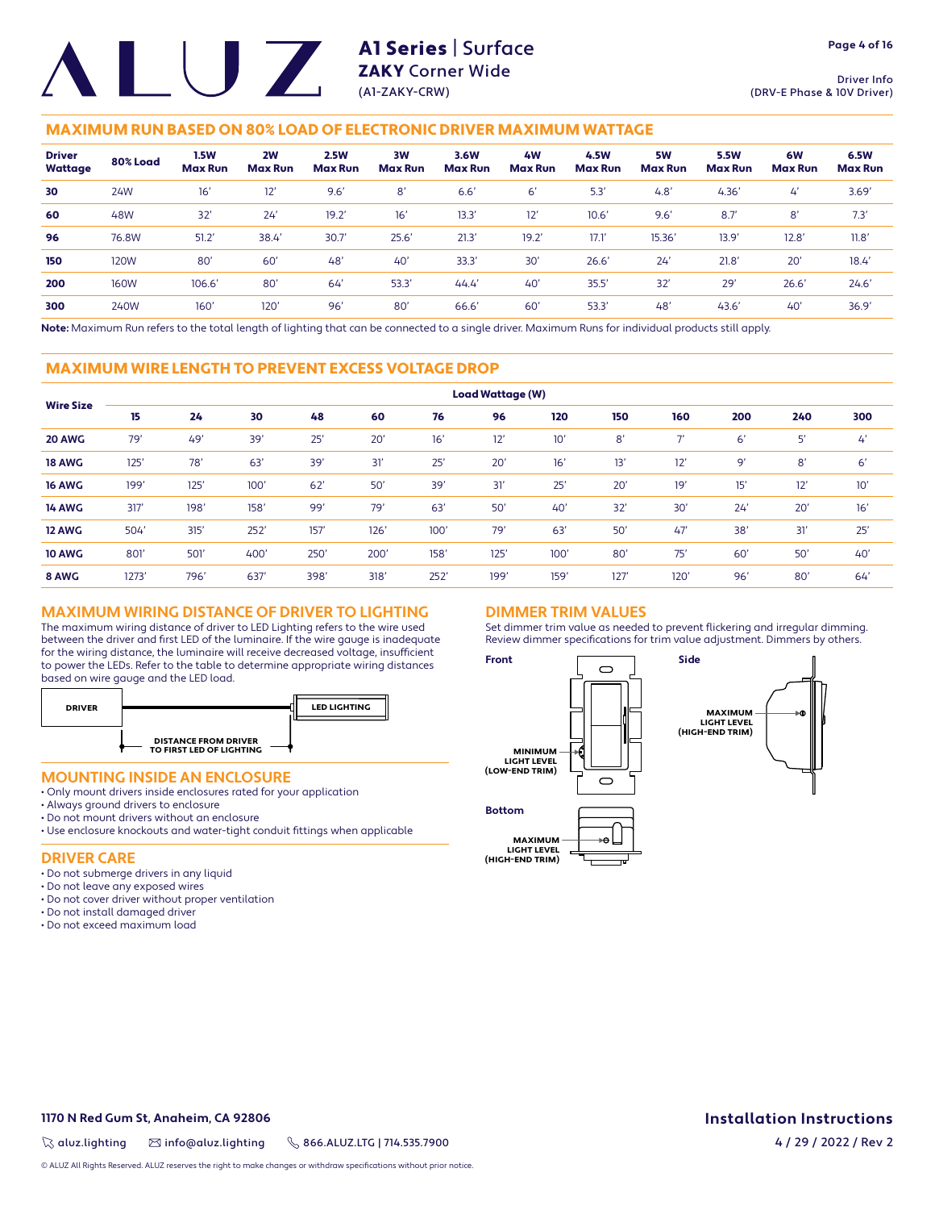# A1 Series | Surface
## ZAKY Corner Wide
(A1-ZAKY-CRW)

Driver Info
(DRV-E Phase & 10V Driver)

## MAXIMUM RUN BASED ON 80% LOAD OF ELECTRONIC DRIVER MAXIMUM WATTAGE

| Driver Wattage | 80% Load | 1.5W Max Run | 2W Max Run | 2.5W Max Run | 3W Max Run | 3.6W Max Run | 4W Max Run | 4.5W Max Run | 5W Max Run | 5.5W Max Run | 6W Max Run | 6.5W Max Run |
|---|---|---|---|---|---|---|---|---|---|---|---|---|
| **30** | 24W | 16' | 12' | 9.6' | 8' | 6.6' | 6' | 5.3' | 4.8' | 4.36' | 4' | 3.69' |
| **60** | 48W | 32' | 24' | 19.2' | 16' | 13.3' | 12' | 10.6' | 9.6' | 8.7' | 8' | 7.3' |
| **96** | 76.8W | 51.2' | 38.4' | 30.7' | 25.6' | 21.3' | 19.2' | 17.1' | 15.36' | 13.9' | 12.8' | 11.8' |
| **150** | 120W | 80' | 60' | 48' | 40' | 33.3' | 30' | 26.6' | 24' | 21.8' | 20' | 18.4' |
| **200** | 160W | 106.6' | 80' | 64' | 53.3' | 44.4' | 40' | 35.5' | 32' | 29' | 26.6' | 24.6' |
| **300** | 240W | 160' | 120' | 96' | 80' | 66.6' | 60' | 53.3' | 48' | 43.6' | 40' | 36.9' |

**Note:** Maximum Run refers to the total length of lighting that can be connected to a single driver. Maximum Runs for individual products still apply.

## MAXIMUM WIRE LENGTH TO PREVENT EXCESS VOLTAGE DROP

| Wire Size | Load Wattage (W) | | | | | | | | | | | | |
|---|---|---|---|---|---|---|---|---|---|---|---|---|---|
| | **15** | **24** | **30** | **48** | **60** | **76** | **96** | **120** | **150** | **160** | **200** | **240** | **300** |
| **20 AWG** | 79' | 49' | 39' | 25' | 20' | 16' | 12' | 10' | 8' | 7' | 6' | 5' | 4' |
| **18 AWG** | 125' | 78' | 63' | 39' | 31' | 25' | 20' | 16' | 13' | 12' | 9' | 8' | 6' |
| **16 AWG** | 199' | 125' | 100' | 62' | 50' | 39' | 31' | 25' | 20' | 19' | 15' | 12' | 10' |
| **14 AWG** | 317' | 198' | 158' | 99' | 79' | 63' | 50' | 40' | 32' | 30' | 24' | 20' | 16' |
| **12 AWG** | 504' | 315' | 252' | 157' | 126' | 100' | 79' | 63' | 50' | 47' | 38' | 31' | 25' |
| **10 AWG** | 801' | 501' | 400' | 250' | 200' | 158' | 125' | 100' | 80' | 75' | 60' | 50' | 40' |
| **8 AWG** | 1273' | 796' | 637' | 398' | 318' | 252' | 199' | 159' | 127' | 120' | 96' | 80' | 64' |

## MAXIMUM WIRING DISTANCE OF DRIVER TO LIGHTING

The maximum wiring distance of driver to LED Lighting refers to the wire used between the driver and first LED of the luminaire. If the wire gauge is inadequate for the wiring distance, the luminaire will receive decreased voltage, insufficient to power the LEDs. Refer to the table to determine appropriate wiring distances based on wire gauge and the LED load.

DRIVER — LED LIGHTING

DISTANCE FROM DRIVER TO FIRST LED OF LIGHTING

## MOUNTING INSIDE AN ENCLOSURE

- Only mount drivers inside enclosures rated for your application
- Always ground drivers to enclosure
- Do not mount drivers without an enclosure
- Use enclosure knockouts and water-tight conduit fittings when applicable

## DRIVER CARE

- Do not submerge drivers in any liquid
- Do not leave any exposed wires
- Do not cover driver without proper ventilation
- Do not install damaged driver
- Do not exceed maximum load

## DIMMER TRIM VALUES

Set dimmer trim value as needed to prevent flickering and irregular dimming. Review dimmer specifications for trim value adjustment. Dimmers by others.

**Front**

MINIMUM LIGHT LEVEL (LOW-END TRIM)

**Side**

MAXIMUM LIGHT LEVEL (HIGH-END TRIM)

**Bottom**

MAXIMUM LIGHT LEVEL (HIGH-END TRIM)

1170 N Red Gum St, Anaheim, CA 92806

aluz.lighting | info@aluz.lighting | 866.ALUZ.LTG | 714.535.7900

© ALUZ All Rights Reserved. ALUZ reserves the right to make changes or withdraw specifications without prior notice.

Installation Instructions

4 / 29 / 2022 / Rev 2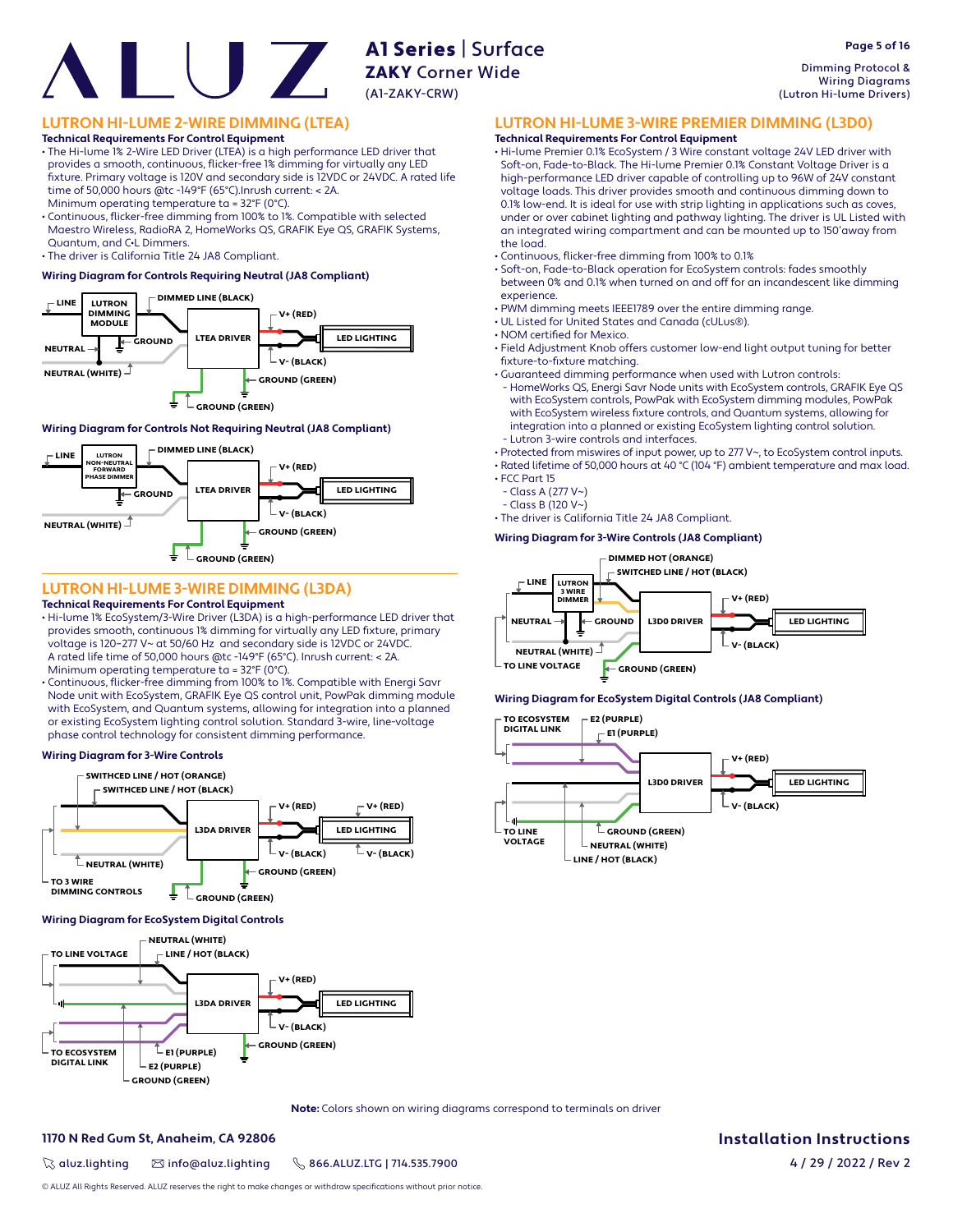# LUTRON HI-LUME 2-WIRE DIMMING (LTEA)

**Technical Requirements For Control Equipment**

- The Hi-lume 1% 2-Wire LED Driver (LTEA) is a high performance LED driver that provides a smooth, continuous, flicker-free 1% dimming for virtually any LED fixture. Primary voltage is 120V and secondary side is 12VDC or 24VDC. A rated life time of 50,000 hours @tc -149°F (65°C).Inrush current: < 2A. Minimum operating temperature ta = 32°F (0°C).
- Continuous, flicker-free dimming from 100% to 1%. Compatible with selected Maestro Wireless, RadioRA 2, HomeWorks QS, GRAFIK Eye QS, GRAFIK Systems, Quantum, and C•L Dimmers.
- The driver is California Title 24 JA8 Compliant.

**Wiring Diagram for Controls Requiring Neutral (JA8 Compliant)**

LINE — LUTRON DIMMING MODULE — DIMMED LINE (BLACK) — LTEA DRIVER — V+ (RED) / V- (BLACK) — LED LIGHTING; NEUTRAL; GROUND; NEUTRAL (WHITE); GROUND (GREEN); GROUND (GREEN)

**Wiring Diagram for Controls Not Requiring Neutral (JA8 Compliant)**

LINE — LUTRON NON-NEUTRAL FORWARD PHASE DIMMER — DIMMED LINE (BLACK) — LTEA DRIVER — V+ (RED) / V- (BLACK) — LED LIGHTING; GROUND; NEUTRAL (WHITE); GROUND (GREEN); GROUND (GREEN)

# LUTRON HI-LUME 3-WIRE DIMMING (L3DA)

**Technical Requirements For Control Equipment**

- Hi-lume 1% EcoSystem/3-Wire Driver (L3DA) is a high-performance LED driver that provides smooth, continuous 1% dimming for virtually any LED fixture, primary voltage is 120–277 V~ at 50/60 Hz and secondary side is 12VDC or 24VDC. A rated life time of 50,000 hours @tc -149°F (65°C). Inrush current: < 2A. Minimum operating temperature ta = 32°F (0°C).
- Continuous, flicker-free dimming from 100% to 1%. Compatible with Energi Savr Node unit with EcoSystem, GRAFIK Eye QS control unit, PowPak dimming module with EcoSystem, and Quantum systems, allowing for integration into a planned or existing EcoSystem lighting control solution. Standard 3-wire, line-voltage phase control technology for consistent dimming performance.

**Wiring Diagram for 3-Wire Controls**

SWITHCED LINE / HOT (ORANGE); SWITHCED LINE / HOT (BLACK); L3DA DRIVER; V+ (RED); V- (BLACK); LED LIGHTING; V+ (RED); V- (BLACK); NEUTRAL (WHITE); TO 3 WIRE DIMMING CONTROLS; GROUND (GREEN); GROUND (GREEN)

**Wiring Diagram for EcoSystem Digital Controls**

TO LINE VOLTAGE; NEUTRAL (WHITE); LINE / HOT (BLACK); L3DA DRIVER; V+ (RED); V- (BLACK); LED LIGHTING; GROUND (GREEN); TO ECOSYSTEM DIGITAL LINK; E1 (PURPLE); E2 (PURPLE); GROUND (GREEN)

# LUTRON HI-LUME 3-WIRE PREMIER DIMMING (L3D0)

**Technical Requirements For Control Equipment**

- Hi-lume Premier 0.1% EcoSystem / 3 Wire constant voltage 24V LED driver with Soft-on, Fade-to-Black. The Hi-lume Premier 0.1% Constant Voltage Driver is a high-performance LED driver capable of controlling up to 96W of 24V constant voltage loads. This driver provides smooth and continuous dimming down to 0.1% low-end. It is ideal for use with strip lighting in applications such as coves, under or over cabinet lighting and pathway lighting. The driver is UL Listed with an integrated wiring compartment and can be mounted up to 150'away from the load.
- Continuous, flicker-free dimming from 100% to 0.1%
- Soft-on, Fade-to-Black operation for EcoSystem controls: fades smoothly between 0% and 0.1% when turned on and off for an incandescent like dimming experience.
- PWM dimming meets IEEE1789 over the entire dimming range.
- UL Listed for United States and Canada (cULus®).
- NOM certified for Mexico.
- Field Adjustment Knob offers customer low-end light output tuning for better fixture-to-fixture matching.
- Guaranteed dimming performance when used with Lutron controls:
  - HomeWorks QS, Energi Savr Node units with EcoSystem controls, GRAFIK Eye QS with EcoSystem controls, PowPak with EcoSystem dimming modules, PowPak with EcoSystem wireless fixture controls, and Quantum systems, allowing for integration into a planned or existing EcoSystem lighting control solution.
  - Lutron 3-wire controls and interfaces.
- Protected from miswires of input power, up to 277 V~, to EcoSystem control inputs.
- Rated lifetime of 50,000 hours at 40 °C (104 °F) ambient temperature and max load.
- FCC Part 15
  - Class A (277 V~)
  - Class B (120 V~)
- The driver is California Title 24 JA8 Compliant.

**Wiring Diagram for 3-Wire Controls (JA8 Compliant)**

LINE — LUTRON 3 WIRE DIMMER; DIMMED HOT (ORANGE); SWITCHED LINE / HOT (BLACK); L3D0 DRIVER; V+ (RED); V- (BLACK); LED LIGHTING; NEUTRAL; GROUND; NEUTRAL (WHITE); TO LINE VOLTAGE; GROUND (GREEN)

**Wiring Diagram for EcoSystem Digital Controls (JA8 Compliant)**

TO ECOSYSTEM DIGITAL LINK; E2 (PURPLE); E1 (PURPLE); L3D0 DRIVER; V+ (RED); V- (BLACK); LED LIGHTING; TO LINE VOLTAGE; GROUND (GREEN); NEUTRAL (WHITE); LINE / HOT (BLACK)

**Note:** Colors shown on wiring diagrams correspond to terminals on driver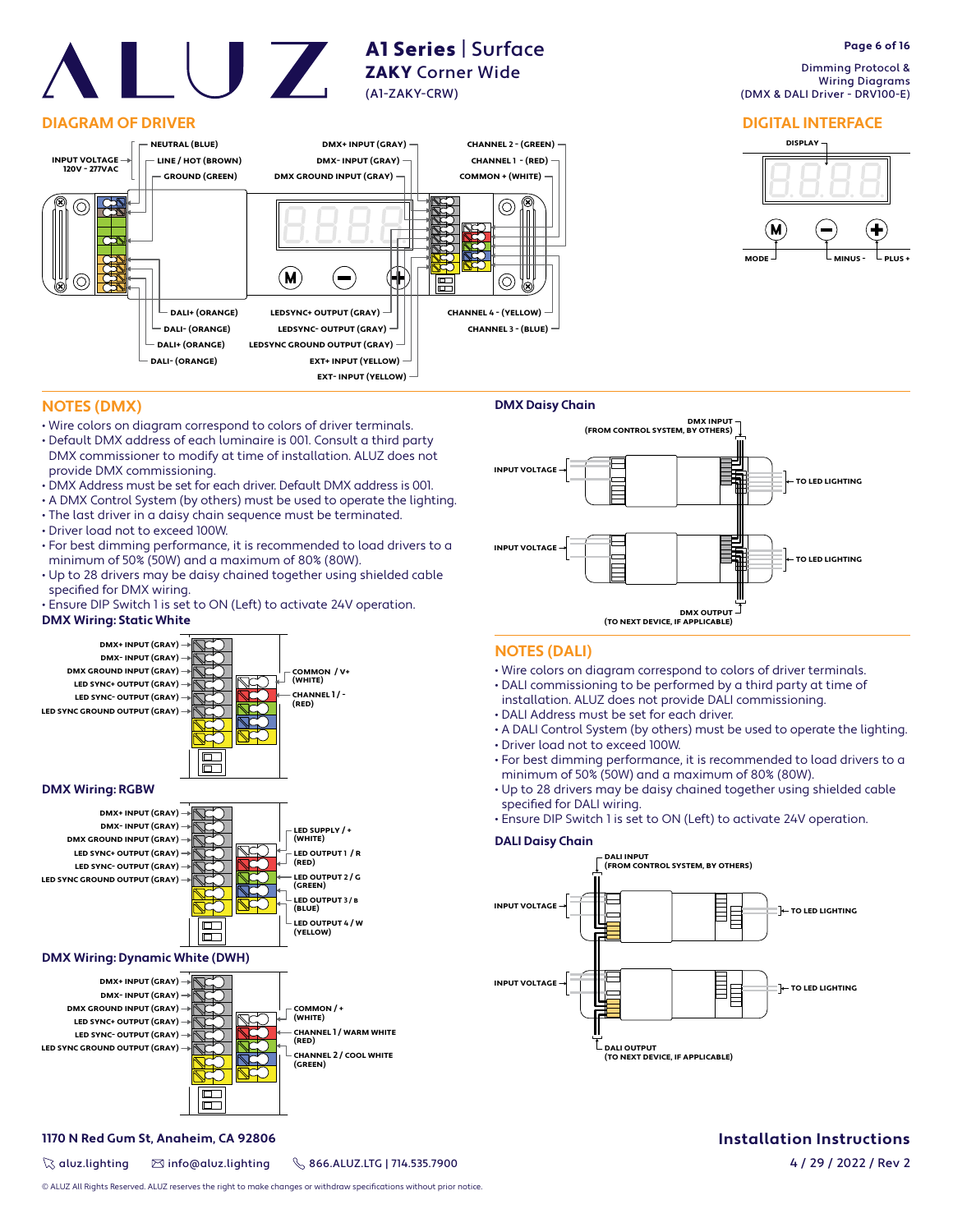# A1 Series | Surface

## ZAKY Corner Wide

(A1-ZAKY-CRW)

Dimming Protocol & Wiring Diagrams (DMX & DALI Driver - DRV100-E)

## DIAGRAM OF DRIVER

INPUT VOLTAGE 120V - 277VAC

- NEUTRAL (BLUE)
- LINE / HOT (BROWN)
- GROUND (GREEN)
- DMX+ INPUT (GRAY)
- DMX- INPUT (GRAY)
- DMX GROUND INPUT (GRAY)
- CHANNEL 2 - (GREEN)
- CHANNEL 1 - (RED)
- COMMON + (WHITE)
- DALI+ (ORANGE)
- DALI- (ORANGE)
- DALI+ (ORANGE)
- DALI- (ORANGE)
- LEDSYNC+ OUTPUT (GRAY)
- LEDSYNC- OUTPUT (GRAY)
- LEDSYNC GROUND OUTPUT (GRAY)
- EXT+ INPUT (YELLOW)
- EXT- INPUT (YELLOW)
- CHANNEL 4 - (YELLOW)
- CHANNEL 3 - (BLUE)

## DIGITAL INTERFACE

- DISPLAY
- MODE
- MINUS -
- PLUS +

## NOTES (DMX)

- Wire colors on diagram correspond to colors of driver terminals.
- Default DMX address of each luminaire is 001. Consult a third party DMX commissioner to modify at time of installation. ALUZ does not provide DMX commissioning.
- DMX Address must be set for each driver. Default DMX address is 001.
- A DMX Control System (by others) must be used to operate the lighting.
- The last driver in a daisy chain sequence must be terminated.
- Driver load not to exceed 100W.
- For best dimming performance, it is recommended to load drivers to a minimum of 50% (50W) and a maximum of 80% (80W).
- Up to 28 drivers may be daisy chained together using shielded cable specified for DMX wiring.
- Ensure DIP Switch 1 is set to ON (Left) to activate 24V operation.

### DMX Wiring: Static White

- DMX+ INPUT (GRAY)
- DMX- INPUT (GRAY)
- DMX GROUND INPUT (GRAY)
- LED SYNC+ OUTPUT (GRAY)
- LED SYNC- OUTPUT (GRAY)
- LED SYNC GROUND OUTPUT (GRAY)
- COMMON / V+ (WHITE)
- CHANNEL 1 / - (RED)

### DMX Wiring: RGBW

- DMX+ INPUT (GRAY)
- DMX- INPUT (GRAY)
- DMX GROUND INPUT (GRAY)
- LED SYNC+ OUTPUT (GRAY)
- LED SYNC- OUTPUT (GRAY)
- LED SYNC GROUND OUTPUT (GRAY)
- LED SUPPLY / + (WHITE)
- LED OUTPUT 1 / R (RED)
- LED OUTPUT 2 / G (GREEN)
- LED OUTPUT 3 / B (BLUE)
- LED OUTPUT 4 / W (YELLOW)

### DMX Wiring: Dynamic White (DWH)

- DMX+ INPUT (GRAY)
- DMX- INPUT (GRAY)
- DMX GROUND INPUT (GRAY)
- LED SYNC+ OUTPUT (GRAY)
- LED SYNC- OUTPUT (GRAY)
- LED SYNC GROUND OUTPUT (GRAY)
- COMMON / + (WHITE)
- CHANNEL 1 / WARM WHITE (RED)
- CHANNEL 2 / COOL WHITE (GREEN)

### DMX Daisy Chain

- DMX INPUT (FROM CONTROL SYSTEM, BY OTHERS)
- INPUT VOLTAGE
- TO LED LIGHTING
- DMX OUTPUT (TO NEXT DEVICE, IF APPLICABLE)

## NOTES (DALI)

- Wire colors on diagram correspond to colors of driver terminals.
- DALI commissioning to be performed by a third party at time of installation. ALUZ does not provide DALI commissioning.
- DALI Address must be set for each driver.
- A DALI Control System (by others) must be used to operate the lighting.
- Driver load not to exceed 100W.
- For best dimming performance, it is recommended to load drivers to a minimum of 50% (50W) and a maximum of 80% (80W).
- Up to 28 drivers may be daisy chained together using shielded cable specified for DALI wiring.
- Ensure DIP Switch 1 is set to ON (Left) to activate 24V operation.

### DALI Daisy Chain

- DALI INPUT (FROM CONTROL SYSTEM, BY OTHERS)
- INPUT VOLTAGE
- TO LED LIGHTING
- DALI OUTPUT (TO NEXT DEVICE, IF APPLICABLE)

1170 N Red Gum St, Anaheim, CA 92806

aluz.lighting | info@aluz.lighting | 866.ALUZ.LTG | 714.535.7900

**Installation Instructions**

4 / 29 / 2022 / Rev 2

© ALUZ All Rights Reserved. ALUZ reserves the right to make changes or withdraw specifications without prior notice.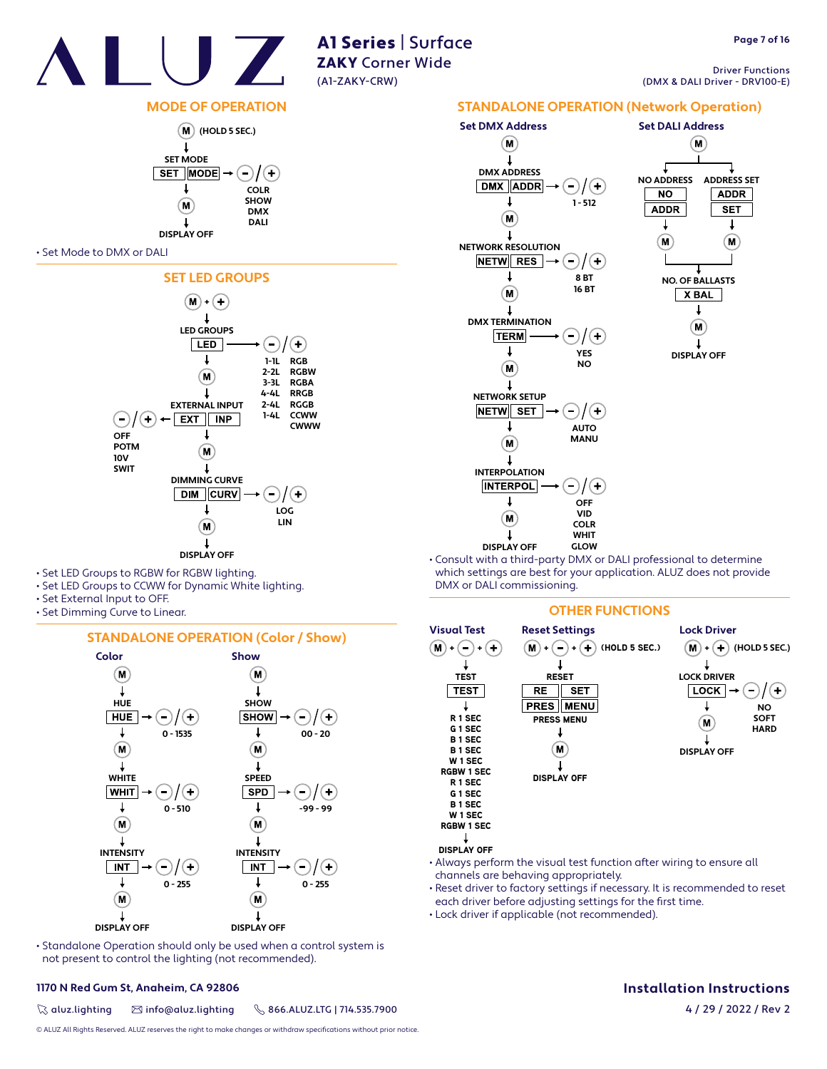# ALUZ

## A1 Series | Surface
**ZAKY Corner Wide**
(A1-ZAKY-CRW)

Driver Functions
(DMX & DALI Driver - DRV100-E)

## MODE OF OPERATION

M (HOLD 5 SEC.)
↓
SET MODE
SET | MODE → −/+ : COLR, SHOW, DMX, DALI
↓
M
↓
DISPLAY OFF

- Set Mode to DMX or DALI

## SET LED GROUPS

M + +
↓
LED GROUPS
LED → −/+ : 1-1L RGB, 2-2L RGBW, 3-3L RGBA, 4-4L RRGB, 2-4L RGGB, 1-4L CCWW, CWWW
↓
M
↓
EXTERNAL INPUT
EXT | INP → −/+ : OFF, POTM, 10V, SWIT
↓
M
↓
DIMMING CURVE
DIM | CURV → −/+ : LOG, LIN
↓
M
↓
DISPLAY OFF

- Set LED Groups to RGBW for RGBW lighting.
- Set LED Groups to CCWW for Dynamic White lighting.
- Set External Input to OFF.
- Set Dimming Curve to Linear.

## STANDALONE OPERATION (Color / Show)

### Color

M
↓
HUE
HUE → −/+ : 0 - 1535
↓
M
↓
WHITE
WHIT → −/+ : 0 - 510
↓
M
↓
INTENSITY
INT → −/+ : 0 - 255
↓
M
↓
DISPLAY OFF

### Show

M
↓
SHOW
SHOW → −/+ : 00 - 20
↓
M
↓
SPEED
SPD → −/+ : -99 - 99
↓
M
↓
INTENSITY
INT → −/+ : 0 - 255
↓
M
↓
DISPLAY OFF

- Standalone Operation should only be used when a control system is not present to control the lighting (not recommended).

## STANDALONE OPERATION (Network Operation)

### Set DMX Address

M
↓
DMX ADDRESS
DMX | ADDR → −/+ : 1 - 512
↓
M
↓
NETWORK RESOLUTION
NETW | RES → −/+ : 8 BT, 16 BT
↓
M
↓
DMX TERMINATION
TERM → −/+ : YES, NO
↓
M
↓
NETWORK SETUP
NETW | SET → −/+ : AUTO, MANU
↓
M
↓
INTERPOLATION
INTERPOL → −/+ : OFF, VID, COLR, WHIT, GLOW
↓
M
↓
DISPLAY OFF

### Set DALI Address

M
↓
NO ADDRESS: NO | ADDR → M
ADDRESS SET: ADDR | SET → M
↓
NO. OF BALLASTS
X BAL
↓
M
↓
DISPLAY OFF

- Consult with a third-party DMX or DALI professional to determine which settings are best for your application. ALUZ does not provide DMX or DALI commissioning.

## OTHER FUNCTIONS

### Visual Test

M + − + +
↓
TEST
TEST
↓
R 1 SEC
G 1 SEC
B 1 SEC
B 1 SEC
W 1 SEC
RGBW 1 SEC
R 1 SEC
G 1 SEC
B 1 SEC
W 1 SEC
RGBW 1 SEC
↓
DISPLAY OFF

### Reset Settings

M + − + + (HOLD 5 SEC.)
↓
RESET
RE | SET
PRES | MENU
PRESS MENU
↓
M
↓
DISPLAY OFF

### Lock Driver

M + + (HOLD 5 SEC.)
↓
LOCK DRIVER
LOCK → −/+ : NO, SOFT, HARD
↓
M
↓
DISPLAY OFF

- Always perform the visual test function after wiring to ensure all channels are behaving appropriately.
- Reset driver to factory settings if necessary. It is recommended to reset each driver before adjusting settings for the first time.
- Lock driver if applicable (not recommended).

**1170 N Red Gum St, Anaheim, CA 92806**
aluz.lighting | info@aluz.lighting | 866.ALUZ.LTG | 714.535.7900

**Installation Instructions**
4 / 29 / 2022 / Rev 2

© ALUZ All Rights Reserved. ALUZ reserves the right to make changes or withdraw specifications without prior notice.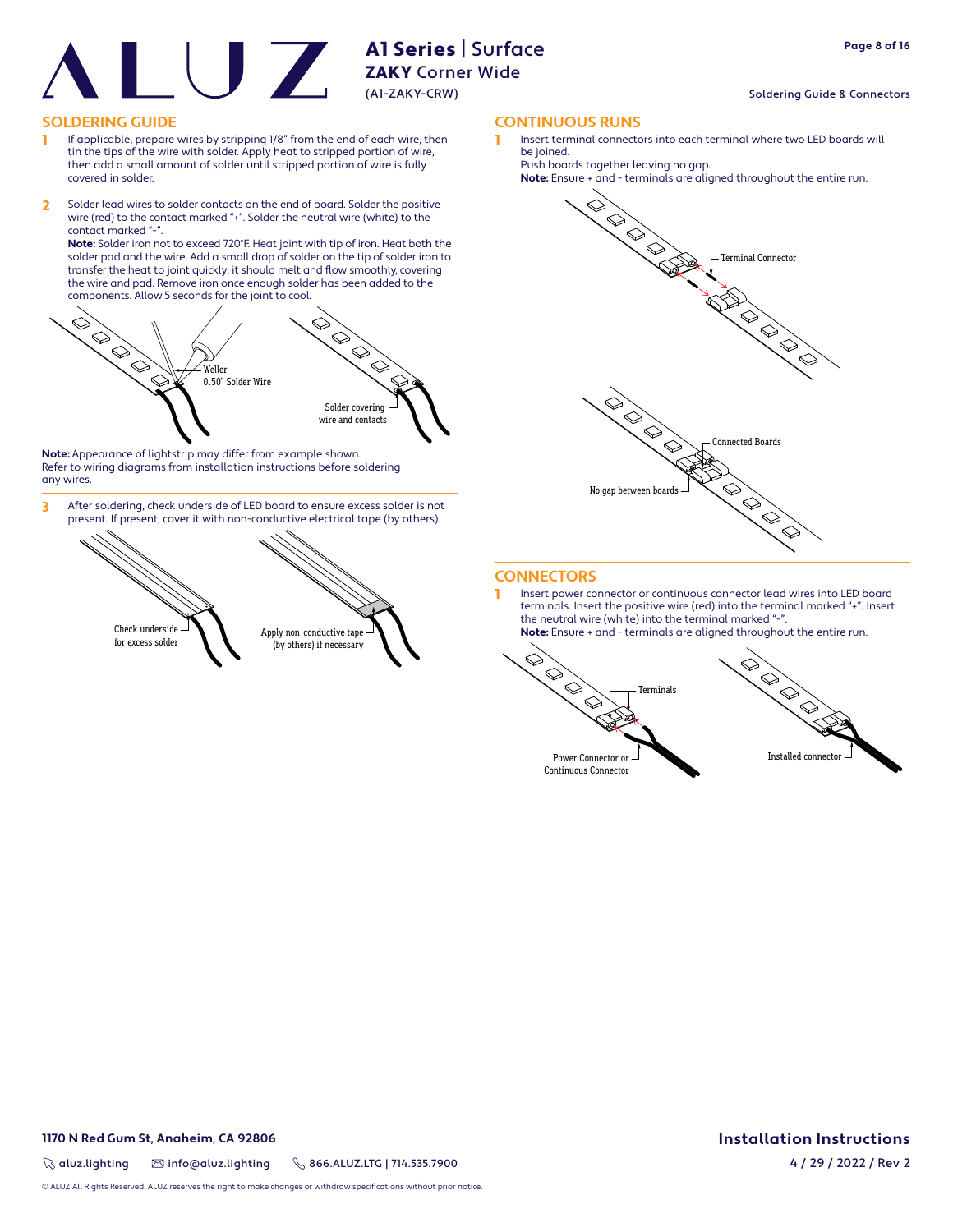## SOLDERING GUIDE

1. If applicable, prepare wires by stripping 1/8" from the end of each wire, then tin the tips of the wire with solder. Apply heat to stripped portion of wire, then add a small amount of solder until stripped portion of wire is fully covered in solder.

2. Solder lead wires to solder contacts on the end of board. Solder the positive wire (red) to the contact marked "+". Solder the neutral wire (white) to the contact marked "-".
   **Note:** Solder iron not to exceed 720°F. Heat joint with tip of iron. Heat both the solder pad and the wire. Add a small drop of solder on the tip of solder iron to transfer the heat to joint quickly; it should melt and flow smoothly, covering the wire and pad. Remove iron once enough solder has been added to the components. Allow 5 seconds for the joint to cool.

Weller 0.50" Solder Wire

Solder covering wire and contacts

**Note:** Appearance of lightstrip may differ from example shown.
Refer to wiring diagrams from installation instructions before soldering any wires.

3. After soldering, check underside of LED board to ensure excess solder is not present. If present, cover it with non-conductive electrical tape (by others).

Check underside for excess solder

Apply non-conductive tape (by others) if necessary

## CONTINUOUS RUNS

1. Insert terminal connectors into each terminal where two LED boards will be joined.
   Push boards together leaving no gap.
   **Note:** Ensure + and - terminals are aligned throughout the entire run.

Terminal Connector

Connected Boards

No gap between boards

## CONNECTORS

1. Insert power connector or continuous connector lead wires into LED board terminals. Insert the positive wire (red) into the terminal marked "+". Insert the neutral wire (white) into the terminal marked "-".
   **Note:** Ensure + and - terminals are aligned throughout the entire run.

Terminals

Power Connector or Continuous Connector

Installed connector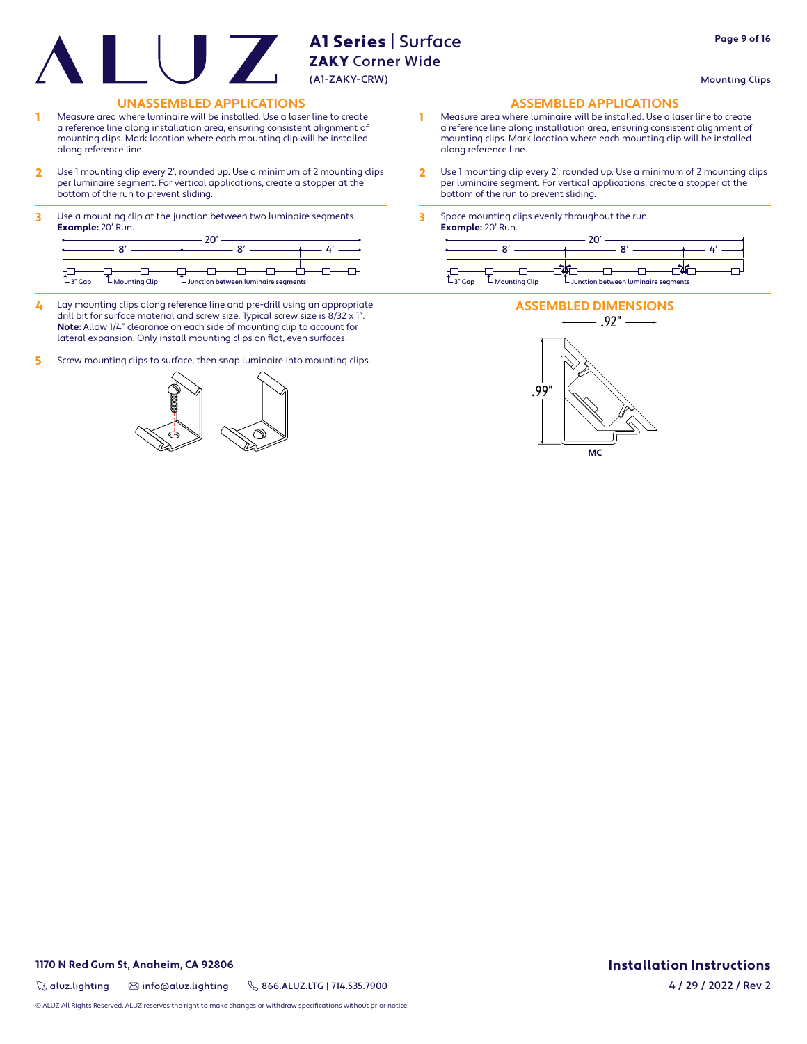# A1 Series | Surface

## ZAKY Corner Wide

(A1-ZAKY-CRW)

Mounting Clips

## UNASSEMBLED APPLICATIONS

1. Measure area where luminaire will be installed. Use a laser line to create a reference line along installation area, ensuring consistent alignment of mounting clips. Mark location where each mounting clip will be installed along reference line.

2. Use 1 mounting clip every 2', rounded up. Use a minimum of 2 mounting clips per luminaire segment. For vertical applications, create a stopper at the bottom of the run to prevent sliding.

3. Use a mounting clip at the junction between two luminaire segments.
   **Example:** 20' Run.

   20' — 8' — 8' — 4'

   3" Gap — Mounting Clip — Junction between luminaire segments

4. Lay mounting clips along reference line and pre-drill using an appropriate drill bit for surface material and screw size. Typical screw size is 8/32 x 1".
   **Note:** Allow 1/4" clearance on each side of mounting clip to account for lateral expansion. Only install mounting clips on flat, even surfaces.

5. Screw mounting clips to surface, then snap luminaire into mounting clips.

## ASSEMBLED APPLICATIONS

1. Measure area where luminaire will be installed. Use a laser line to create a reference line along installation area, ensuring consistent alignment of mounting clips. Mark location where each mounting clip will be installed along reference line.

2. Use 1 mounting clip every 2', rounded up. Use a minimum of 2 mounting clips per luminaire segment. For vertical applications, create a stopper at the bottom of the run to prevent sliding.

3. Space mounting clips evenly throughout the run.
   **Example:** 20' Run.

   20' — 8' — 8' — 4'

   3" Gap — Mounting Clip — Junction between luminaire segments

## ASSEMBLED DIMENSIONS

.92"

.99"

MC

1170 N Red Gum St, Anaheim, CA 92806

aluz.lighting | info@aluz.lighting | 866.ALUZ.LTG | 714.535.7900

Installation Instructions

4 / 29 / 2022 / Rev 2

© ALUZ All Rights Reserved. ALUZ reserves the right to make changes or withdraw specifications without prior notice.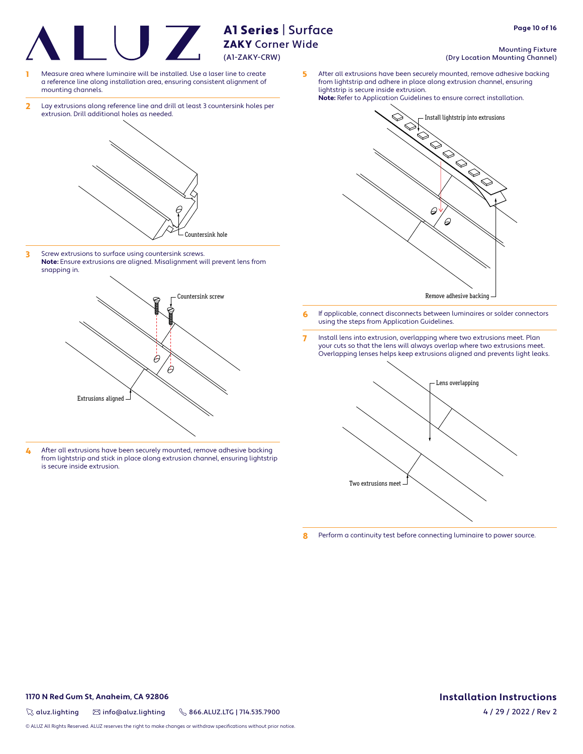# A1 Series | Surface

## ZAKY Corner Wide

(A1-ZAKY-CRW)

Mounting Fixture
(Dry Location Mounting Channel)

1. Measure area where luminaire will be installed. Use a laser line to create a reference line along installation area, ensuring consistent alignment of mounting channels.

2. Lay extrusions along reference line and drill at least 3 countersink holes per extrusion. Drill additional holes as needed.

Countersink hole

3. Screw extrusions to surface using countersink screws.
**Note:** Ensure extrusions are aligned. Misalignment will prevent lens from snapping in.

Countersink screw

Extrusions aligned

4. After all extrusions have been securely mounted, remove adhesive backing from lightstrip and stick in place along extrusion channel, ensuring lightstrip is secure inside extrusion.

5. After all extrusions have been securely mounted, remove adhesive backing from lightstrip and adhere in place along extrusion channel, ensuring lightstrip is secure inside extrusion.
**Note:** Refer to Application Guidelines to ensure correct installation.

Install lightstrip into extrusions

Remove adhesive backing

6. If applicable, connect disconnects between luminaires or solder connectors using the steps from Application Guidelines.

7. Install lens into extrusion, overlapping where two extrusions meet. Plan your cuts so that the lens will always overlap where two extrusions meet. Overlapping lenses helps keep extrusions aligned and prevents light leaks.

Lens overlapping

Two extrusions meet

8. Perform a continuity test before connecting luminaire to power source.

**1170 N Red Gum St, Anaheim, CA 92806**

aluz.lighting | info@aluz.lighting | 866.ALUZ.LTG | 714.535.7900

© ALUZ All Rights Reserved. ALUZ reserves the right to make changes or withdraw specifications without prior notice.

**Installation Instructions**

4 / 29 / 2022 / Rev 2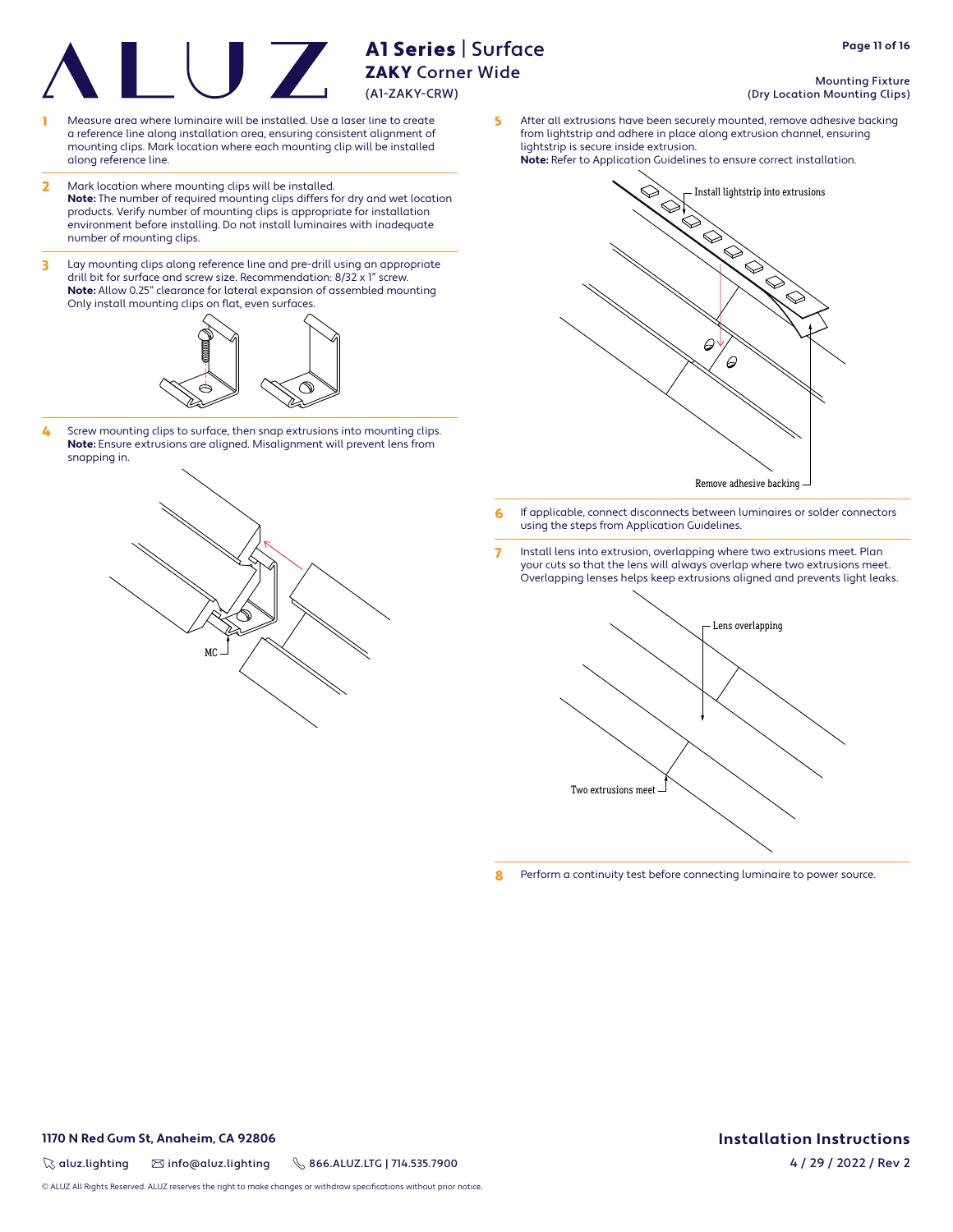# A1 Series | Surface

## ZAKY Corner Wide

(A1-ZAKY-CRW)

Mounting Fixture
(Dry Location Mounting Clips)

1. Measure area where luminaire will be installed. Use a laser line to create a reference line along installation area, ensuring consistent alignment of mounting clips. Mark location where each mounting clip will be installed along reference line.

2. Mark location where mounting clips will be installed.
   **Note:** The number of required mounting clips differs for dry and wet location products. Verify number of mounting clips is appropriate for installation environment before installing. Do not install luminaires with inadequate number of mounting clips.

3. Lay mounting clips along reference line and pre-drill using an appropriate drill bit for surface and screw size. Recommendation: 8/32 x 1" screw.
   **Note:** Allow 0.25" clearance for lateral expansion of assembled mounting Only install mounting clips on flat, even surfaces.

4. Screw mounting clips to surface, then snap extrusions into mounting clips.
   **Note:** Ensure extrusions are aligned. Misalignment will prevent lens from snapping in.

   MC

5. After all extrusions have been securely mounted, remove adhesive backing from lightstrip and adhere in place along extrusion channel, ensuring lightstrip is secure inside extrusion.
   **Note:** Refer to Application Guidelines to ensure correct installation.

   Install lightstrip into extrusions

   Remove adhesive backing

6. If applicable, connect disconnects between luminaires or solder connectors using the steps from Application Guidelines.

7. Install lens into extrusion, overlapping where two extrusions meet. Plan your cuts so that the lens will always overlap where two extrusions meet. Overlapping lenses helps keep extrusions aligned and prevents light leaks.

   Lens overlapping

   Two extrusions meet

8. Perform a continuity test before connecting luminaire to power source.

**1170 N Red Gum St, Anaheim, CA 92806**

aluz.lighting | info@aluz.lighting | 866.ALUZ.LTG | 714.535.7900

© ALUZ All Rights Reserved. ALUZ reserves the right to make changes or withdraw specifications without prior notice.

**Installation Instructions**

4 / 29 / 2022 / Rev 2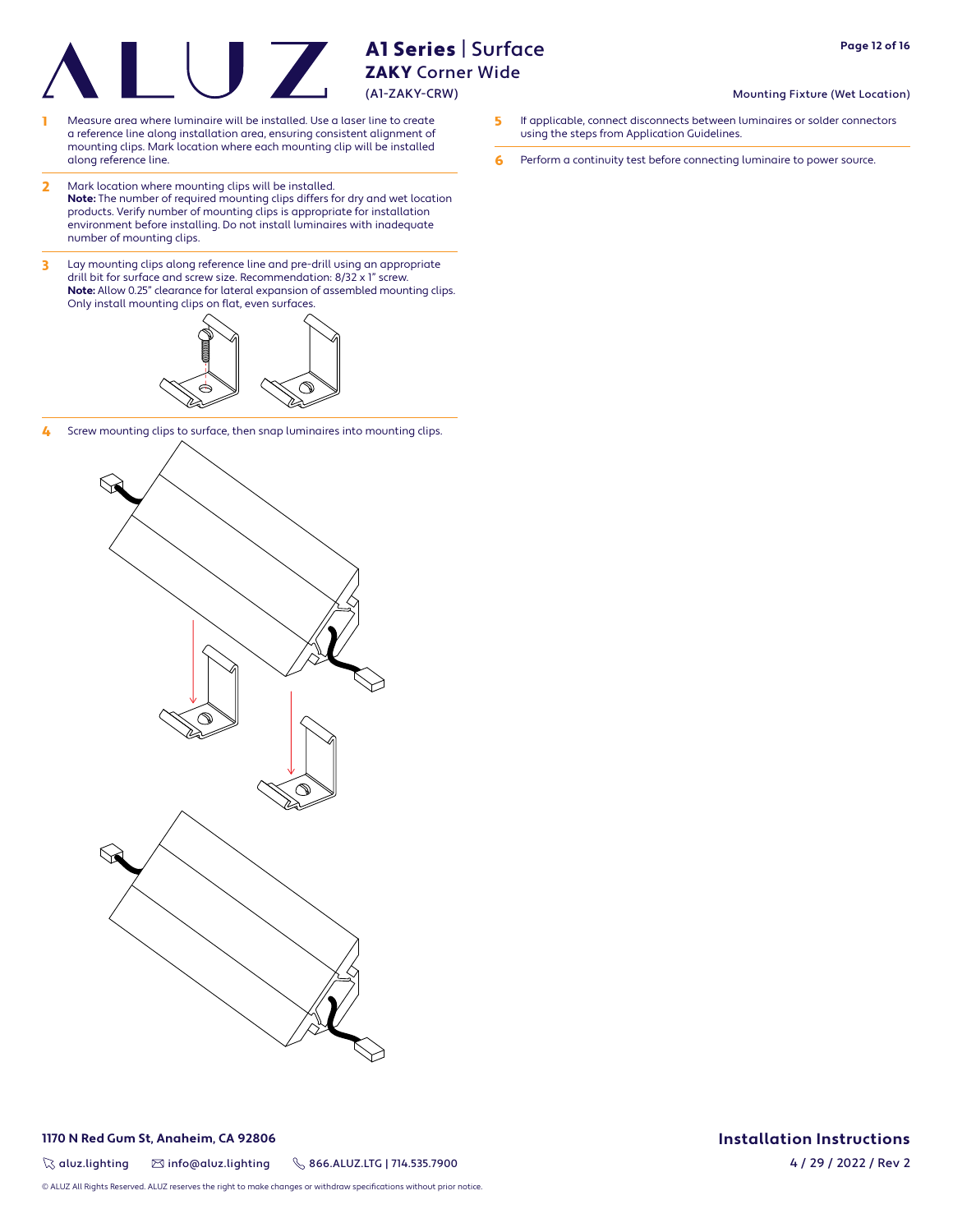# A1 Series | Surface

## ZAKY Corner Wide

(A1-ZAKY-CRW)

Mounting Fixture (Wet Location)

1. Measure area where luminaire will be installed. Use a laser line to create a reference line along installation area, ensuring consistent alignment of mounting clips. Mark location where each mounting clip will be installed along reference line.

2. Mark location where mounting clips will be installed.
   **Note:** The number of required mounting clips differs for dry and wet location products. Verify number of mounting clips is appropriate for installation environment before installing. Do not install luminaires with inadequate number of mounting clips.

3. Lay mounting clips along reference line and pre-drill using an appropriate drill bit for surface and screw size. Recommendation: 8/32 x 1" screw.
   **Note:** Allow 0.25" clearance for lateral expansion of assembled mounting clips. Only install mounting clips on flat, even surfaces.

4. Screw mounting clips to surface, then snap luminaires into mounting clips.

5. If applicable, connect disconnects between luminaires or solder connectors using the steps from Application Guidelines.

6. Perform a continuity test before connecting luminaire to power source.

**1170 N Red Gum St, Anaheim, CA 92806**

aluz.lighting | info@aluz.lighting | 866.ALUZ.LTG | 714.535.7900

**Installation Instructions**

4 / 29 / 2022 / Rev 2

© ALUZ All Rights Reserved. ALUZ reserves the right to make changes or withdraw specifications without prior notice.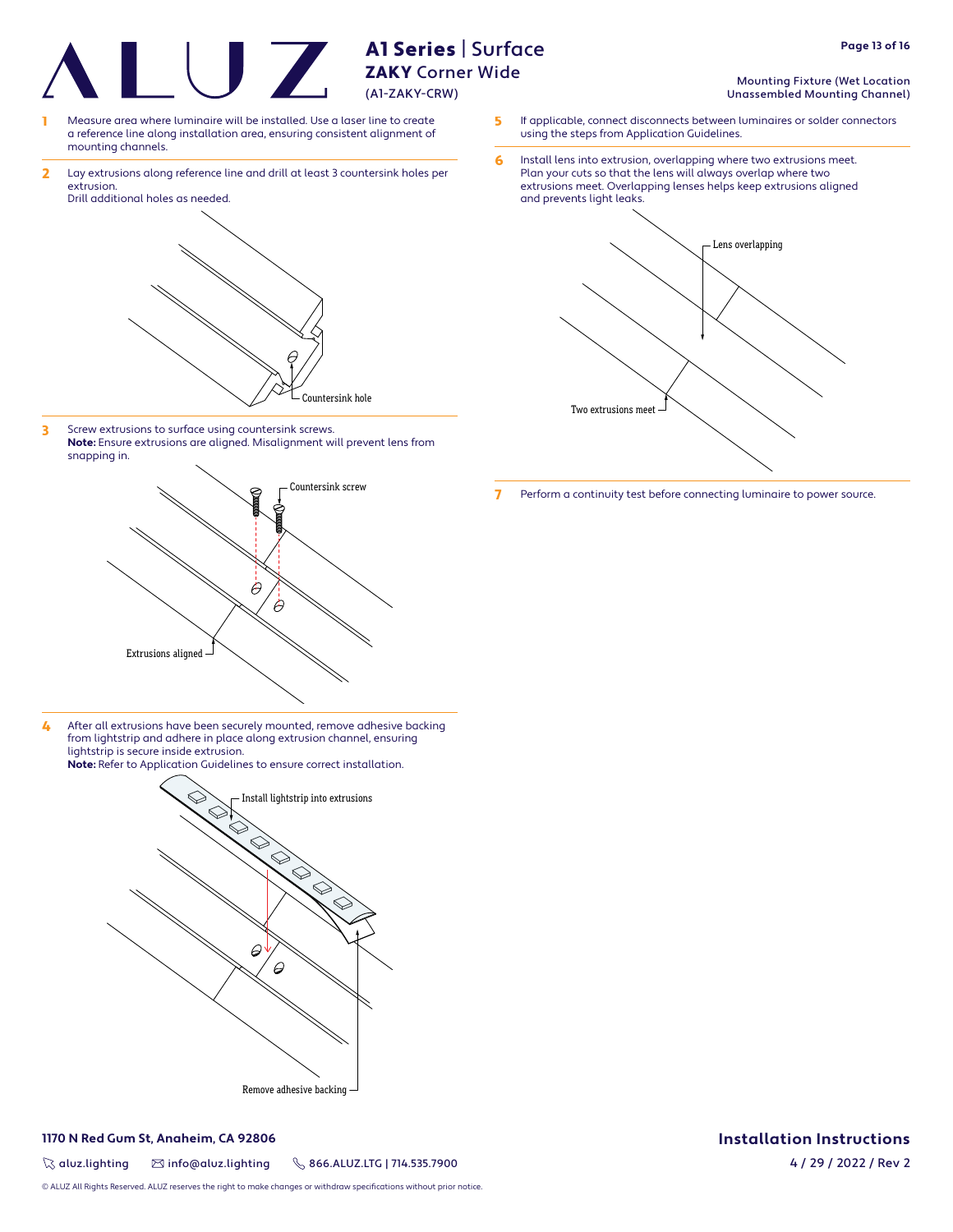# A1 Series | Surface

## ZAKY Corner Wide

(A1-ZAKY-CRW)

Mounting Fixture (Wet Location
Unassembled Mounting Channel)

1. Measure area where luminaire will be installed. Use a laser line to create a reference line along installation area, ensuring consistent alignment of mounting channels.

2. Lay extrusions along reference line and drill at least 3 countersink holes per extrusion.
   Drill additional holes as needed.

   Countersink hole

3. Screw extrusions to surface using countersink screws.
   **Note:** Ensure extrusions are aligned. Misalignment will prevent lens from snapping in.

   Countersink screw

   Extrusions aligned

4. After all extrusions have been securely mounted, remove adhesive backing from lightstrip and adhere in place along extrusion channel, ensuring lightstrip is secure inside extrusion.
   **Note:** Refer to Application Guidelines to ensure correct installation.

   Install lightstrip into extrusions

   Remove adhesive backing

5. If applicable, connect disconnects between luminaires or solder connectors using the steps from Application Guidelines.

6. Install lens into extrusion, overlapping where two extrusions meet. Plan your cuts so that the lens will always overlap where two extrusions meet. Overlapping lenses helps keep extrusions aligned and prevents light leaks.

   Lens overlapping

   Two extrusions meet

7. Perform a continuity test before connecting luminaire to power source.

**1170 N Red Gum St, Anaheim, CA 92806**

aluz.lighting | info@aluz.lighting | 866.ALUZ.LTG | 714.535.7900

**Installation Instructions**

4 / 29 / 2022 / Rev 2

© ALUZ All Rights Reserved. ALUZ reserves the right to make changes or withdraw specifications without prior notice.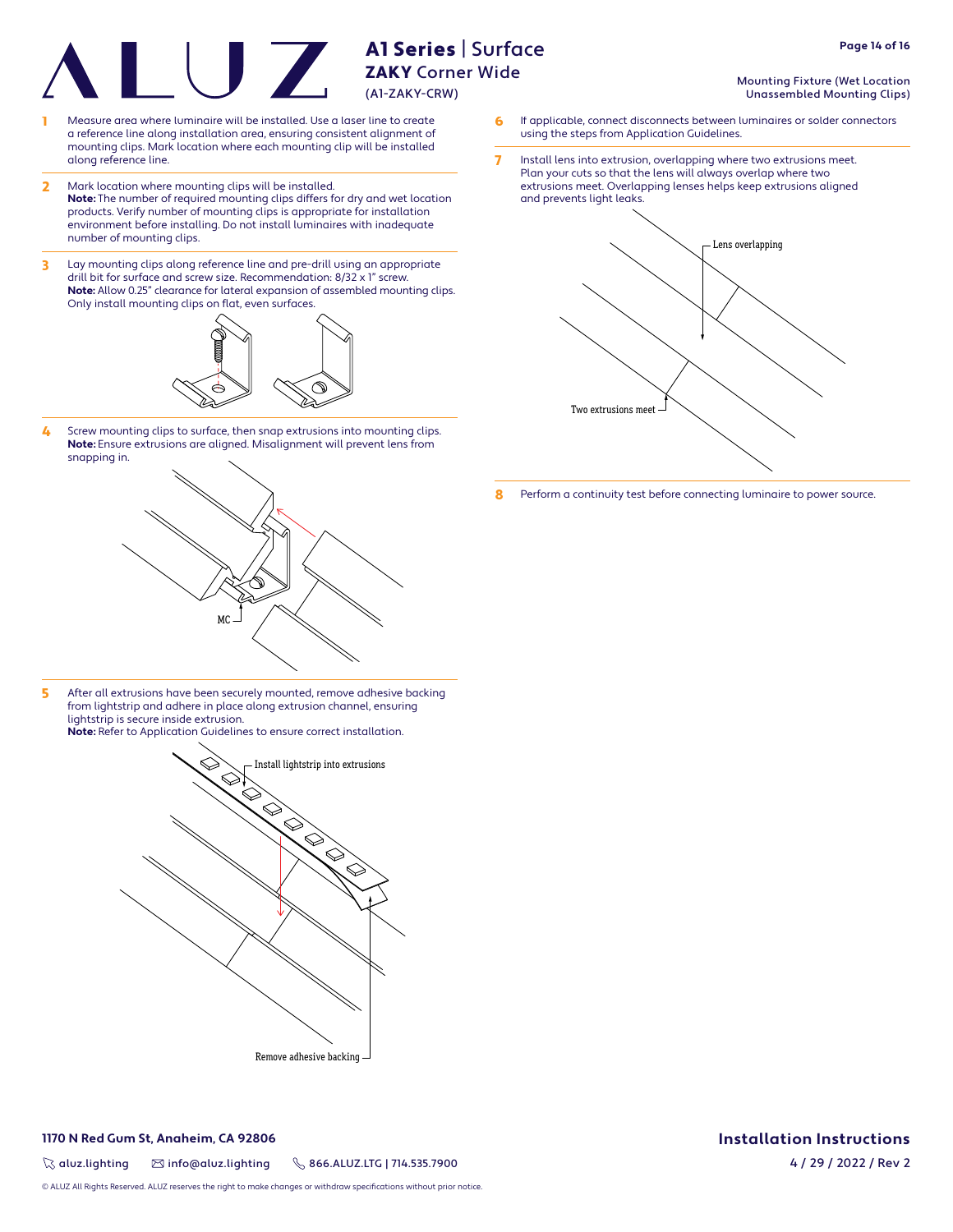# A1 Series | Surface

## ZAKY Corner Wide

(A1-ZAKY-CRW)

Mounting Fixture (Wet Location Unassembled Mounting Clips)

1. Measure area where luminaire will be installed. Use a laser line to create a reference line along installation area, ensuring consistent alignment of mounting clips. Mark location where each mounting clip will be installed along reference line.

2. Mark location where mounting clips will be installed.
   **Note:** The number of required mounting clips differs for dry and wet location products. Verify number of mounting clips is appropriate for installation environment before installing. Do not install luminaires with inadequate number of mounting clips.

3. Lay mounting clips along reference line and pre-drill using an appropriate drill bit for surface and screw size. Recommendation: 8/32 x 1" screw.
   **Note:** Allow 0.25" clearance for lateral expansion of assembled mounting clips. Only install mounting clips on flat, even surfaces.

4. Screw mounting clips to surface, then snap extrusions into mounting clips.
   **Note:** Ensure extrusions are aligned. Misalignment will prevent lens from snapping in.

   MC

5. After all extrusions have been securely mounted, remove adhesive backing from lightstrip and adhere in place along extrusion channel, ensuring lightstrip is secure inside extrusion.
   **Note:** Refer to Application Guidelines to ensure correct installation.

   Install lightstrip into extrusions

   Remove adhesive backing

6. If applicable, connect disconnects between luminaires or solder connectors using the steps from Application Guidelines.

7. Install lens into extrusion, overlapping where two extrusions meet. Plan your cuts so that the lens will always overlap where two extrusions meet. Overlapping lenses helps keep extrusions aligned and prevents light leaks.

   Lens overlapping

   Two extrusions meet

8. Perform a continuity test before connecting luminaire to power source.

**1170 N Red Gum St, Anaheim, CA 92806**

aluz.lighting | info@aluz.lighting | 866.ALUZ.LTG | 714.535.7900

© ALUZ All Rights Reserved. ALUZ reserves the right to make changes or withdraw specifications without prior notice.

**Installation Instructions**

4 / 29 / 2022 / Rev 2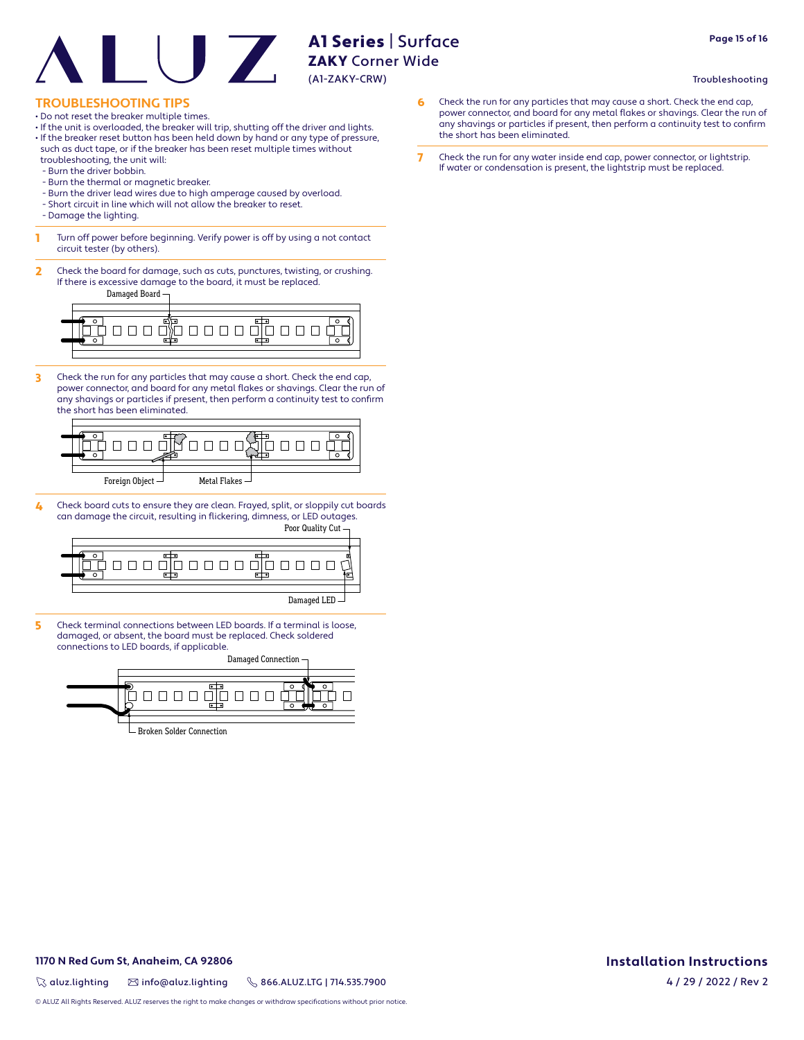## TROUBLESHOOTING TIPS

- Do not reset the breaker multiple times.
- If the unit is overloaded, the breaker will trip, shutting off the driver and lights.
- If the breaker reset button has been held down by hand or any type of pressure, such as duct tape, or if the breaker has been reset multiple times without troubleshooting, the unit will:
  - Burn the driver bobbin.
  - Burn the thermal or magnetic breaker.
  - Burn the driver lead wires due to high amperage caused by overload.
  - Short circuit in line which will not allow the breaker to reset.
  - Damage the lighting.

**1** Turn off power before beginning. Verify power is off by using a not contact circuit tester (by others).

**2** Check the board for damage, such as cuts, punctures, twisting, or crushing. If there is excessive damage to the board, it must be replaced.

Damaged Board

**3** Check the run for any particles that may cause a short. Check the end cap, power connector, and board for any metal flakes or shavings. Clear the run of any shavings or particles if present, then perform a continuity test to confirm the short has been eliminated.

Foreign Object — Metal Flakes

**4** Check board cuts to ensure they are clean. Frayed, split, or sloppily cut boards can damage the circuit, resulting in flickering, dimness, or LED outages.

Poor Quality Cut — Damaged LED

**5** Check terminal connections between LED boards. If a terminal is loose, damaged, or absent, the board must be replaced. Check soldered connections to LED boards, if applicable.

Damaged Connection — Broken Solder Connection

**6** Check the run for any particles that may cause a short. Check the end cap, power connector, and board for any metal flakes or shavings. Clear the run of any shavings or particles if present, then perform a continuity test to confirm the short has been eliminated.

**7** Check the run for any water inside end cap, power connector, or lightstrip. If water or condensation is present, the lightstrip must be replaced.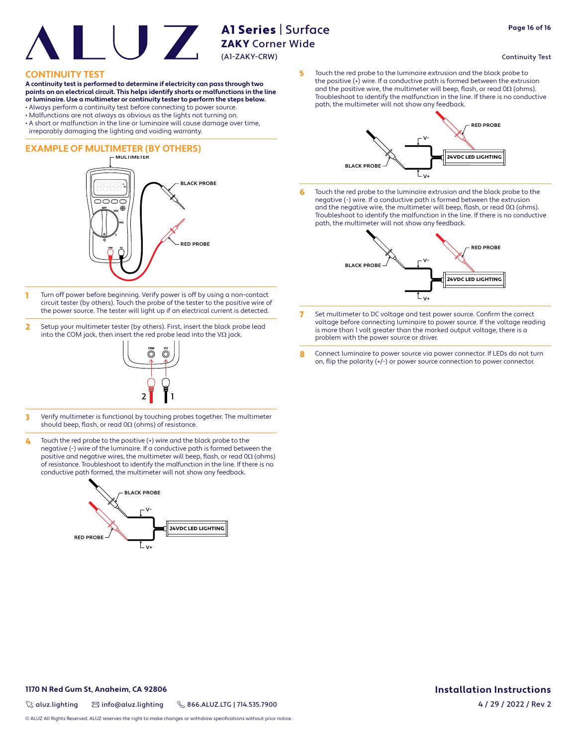## CONTINUITY TEST

**A continuity test is performed to determine if electricity can pass through two points on an electrical circuit. This helps identify shorts or malfunctions in the line or luminaire. Use a multimeter or continuity tester to perform the steps below.**

- Always perform a continuity test before connecting to power source.
- Malfunctions are not always as obvious as the lights not turning on.
- A short or malfunction in the line or luminaire will cause damage over time, irreparably damaging the lighting and voiding warranty.

## EXAMPLE OF MULTIMETER (BY OTHERS)

MULTIMETER

BLACK PROBE

RED PROBE

**1** Turn off power before beginning. Verify power is off by using a non-contact circuit tester (by others). Touch the probe of the tester to the positive wire of the power source. The tester will light up if an electrical current is detected.

**2** Setup your multimeter tester (by others). First, insert the black probe lead into the COM jack, then insert the red probe lead into the VΩ jack.

COM VΩ

2 1

**3** Verify multimeter is functional by touching probes together. The multimeter should beep, flash, or read 0Ω (ohms) of resistance.

**4** Touch the red probe to the positive (+) wire and the black probe to the negative (-) wire of the luminaire. If a conductive path is formed between the positive and negative wires, the multimeter will beep, flash, or read 0Ω (ohms) of resistance. Troubleshoot to identify the malfunction in the line. If there is no conductive path formed, the multimeter will not show any feedback.

BLACK PROBE

V-

24VDC LED LIGHTING

RED PROBE

V+

**5** Touch the red probe to the luminaire extrusion and the black probe to the positive (+) wire. If a conductive path is formed between the extrusion and the positive wire, the multimeter will beep, flash, or read 0Ω (ohms). Troubleshoot to identify the malfunction in the line. If there is no conductive path, the multimeter will not show any feedback.

RED PROBE

V-

24VDC LED LIGHTING

BLACK PROBE

V+

**6** Touch the red probe to the luminaire extrusion and the black probe to the negative (-) wire. If a conductive path is formed between the extrusion and the negative wire, the multimeter will beep, flash, or read 0Ω (ohms). Troubleshoot to identify the malfunction in the line. If there is no conductive path, the multimeter will not show any feedback.

RED PROBE

BLACK PROBE

V-

24VDC LED LIGHTING

V+

**7** Set multimeter to DC voltage and test power source. Confirm the correct voltage before connecting luminaire to power source. If the voltage reading is more than 1 volt greater than the marked output voltage, there is a problem with the power source or driver.

**8** Connect luminaire to power source via power connector. If LEDs do not turn on, flip the polarity (+/-) or power source connection to power connector.